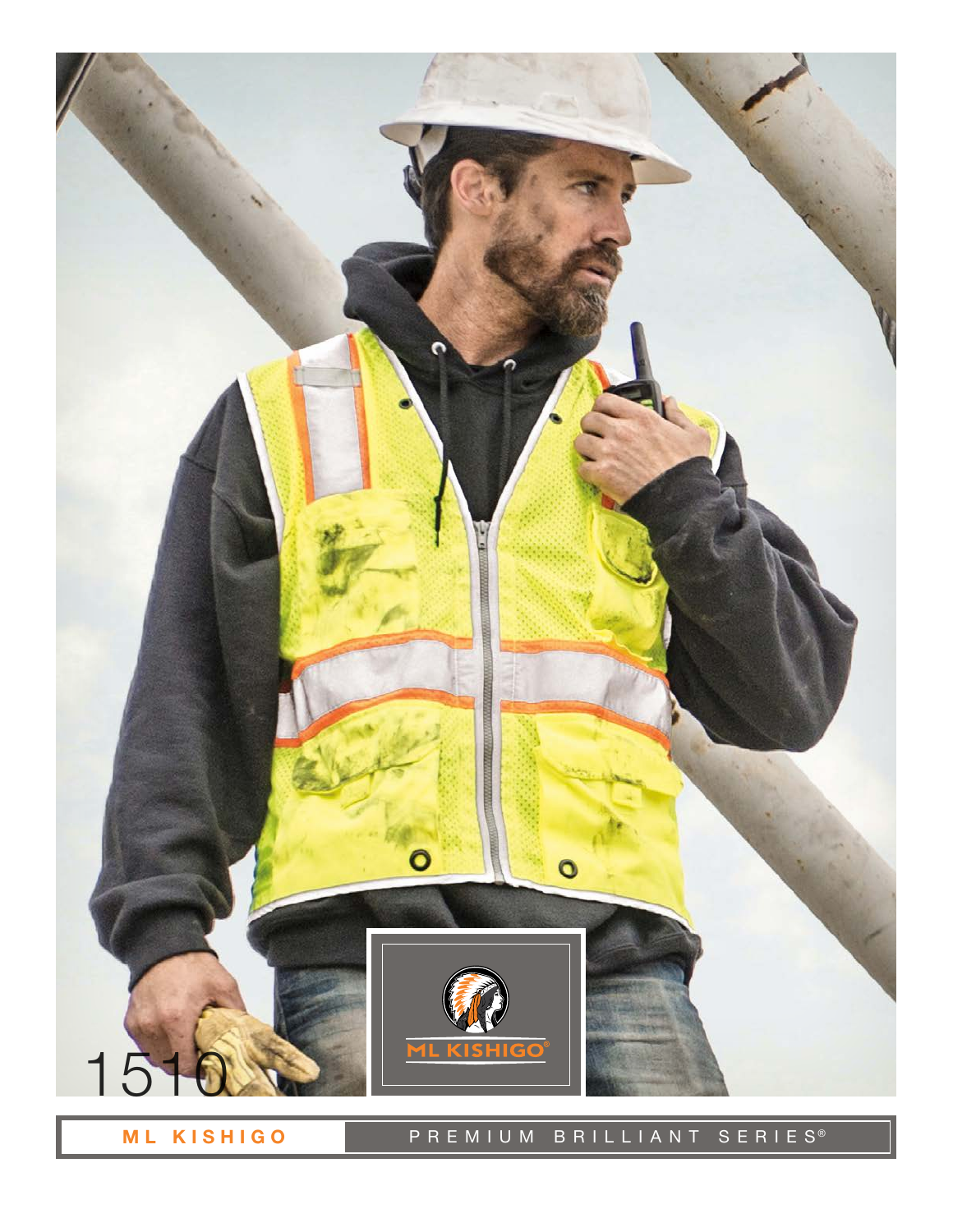1510

ML KISHIGO®

ML KISHIGO PREMIUM BRILLIANT SERIES®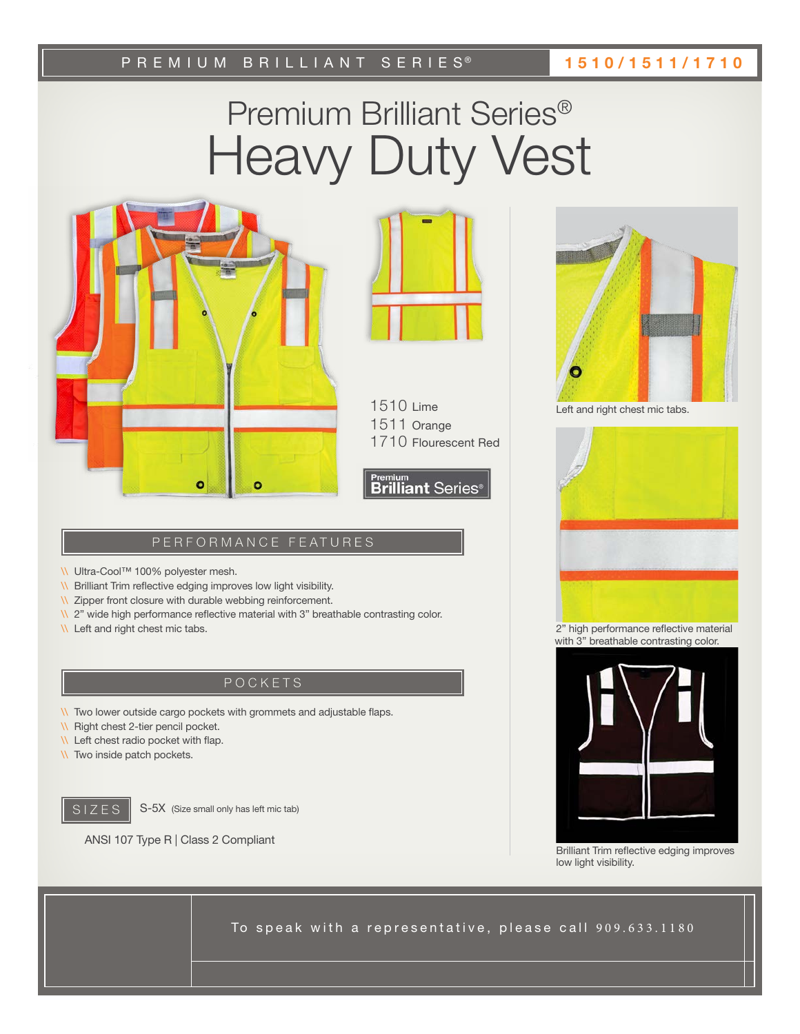PREMIUM BRILLIANT SERIES® | 1510/1511/1710

# Premium Brilliant Series®
# Heavy Duty Vest

1510 Lime
1511 Orange
1710 Flourescent Red

Premium Brilliant Series®

Left and right chest mic tabs.

2" high performance reflective material with 3" breathable contrasting color.

Brilliant Trim reflective edging improves low light visibility.

## PERFORMANCE FEATURES

- Ultra-Cool™ 100% polyester mesh.
- Brilliant Trim reflective edging improves low light visibility.
- Zipper front closure with durable webbing reinforcement.
- 2" wide high performance reflective material with 3" breathable contrasting color.
- Left and right chest mic tabs.

## POCKETS

- Two lower outside cargo pockets with grommets and adjustable flaps.
- Right chest 2-tier pencil pocket.
- Left chest radio pocket with flap.
- Two inside patch pockets.

**SIZES** S-5X (Size small only has left mic tab)

ANSI 107 Type R | Class 2 Compliant

To speak with a representative, please call 909.633.1180